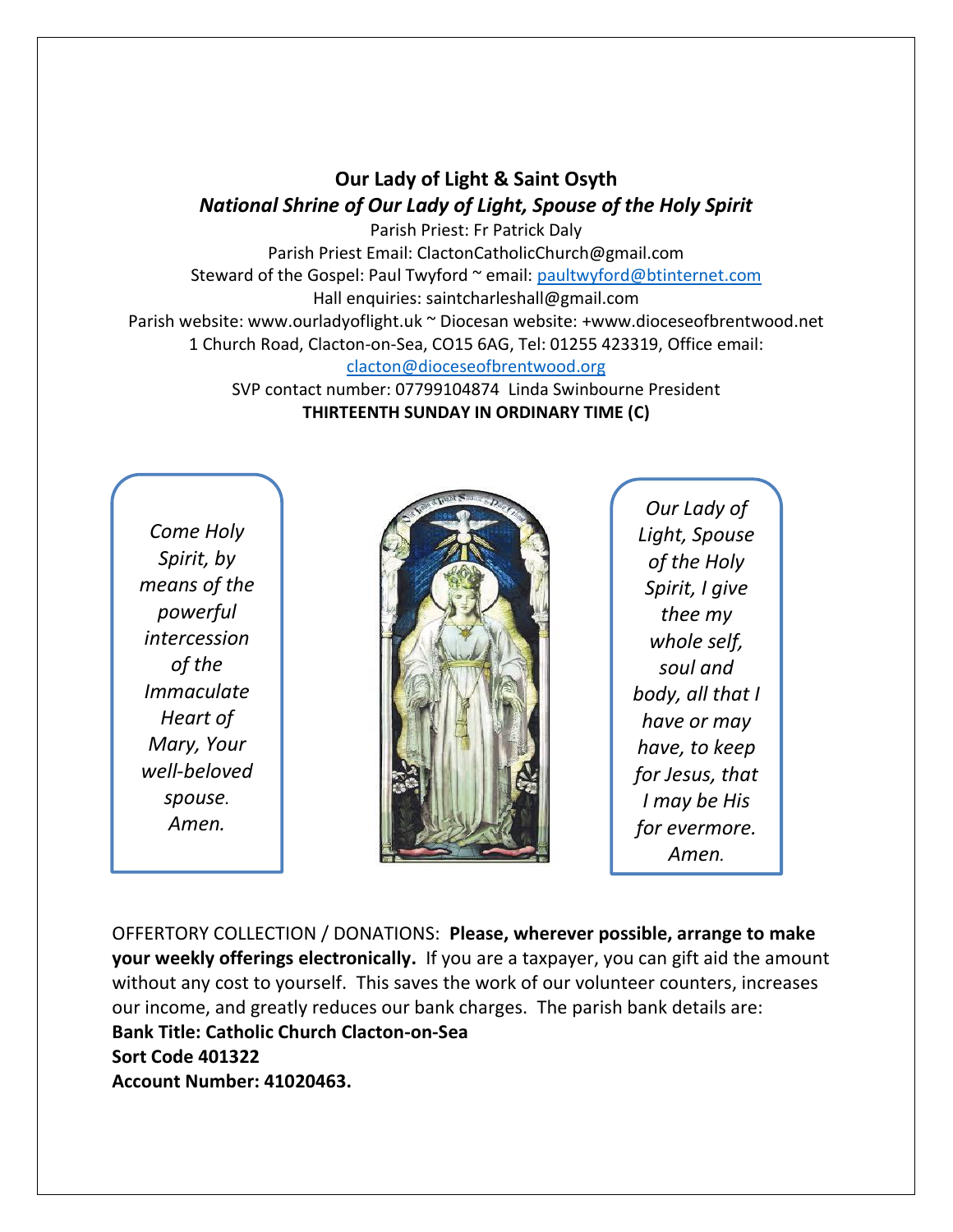# Our Lady of Light & Saint Osyth

***National Shrine of Our Lady of Light, Spouse of the Holy Spirit***

Parish Priest: Fr Patrick Daly

Parish Priest Email: ClactonCatholicChurch@gmail.com

Steward of the Gospel: Paul Twyford ~ email: paultwyford@btinternet.com

Hall enquiries: saintcharleshall@gmail.com

Parish website: www.ourladyoflight.uk ~ Diocesan website: +www.dioceseofbrentwood.net

1 Church Road, Clacton-on-Sea, CO15 6AG, Tel: 01255 423319, Office email: clacton@dioceseofbrentwood.org

SVP contact number: 07799104874 Linda Swinbourne President

**THIRTEENTH SUNDAY IN ORDINARY TIME (C)**

*Come Holy Spirit, by means of the powerful intercession of the Immaculate Heart of Mary, Your well-beloved spouse. Amen.*

*Our Lady of Light, Spouse of the Holy Spirit, I give thee my whole self, soul and body, all that I have or may have, to keep for Jesus, that I may be His for evermore. Amen.*

OFFERTORY COLLECTION / DONATIONS: **Please, wherever possible, arrange to make your weekly offerings electronically.** If you are a taxpayer, you can gift aid the amount without any cost to yourself. This saves the work of our volunteer counters, increases our income, and greatly reduces our bank charges. The parish bank details are:

**Bank Title: Catholic Church Clacton-on-Sea**

**Sort Code 401322**

**Account Number: 41020463.**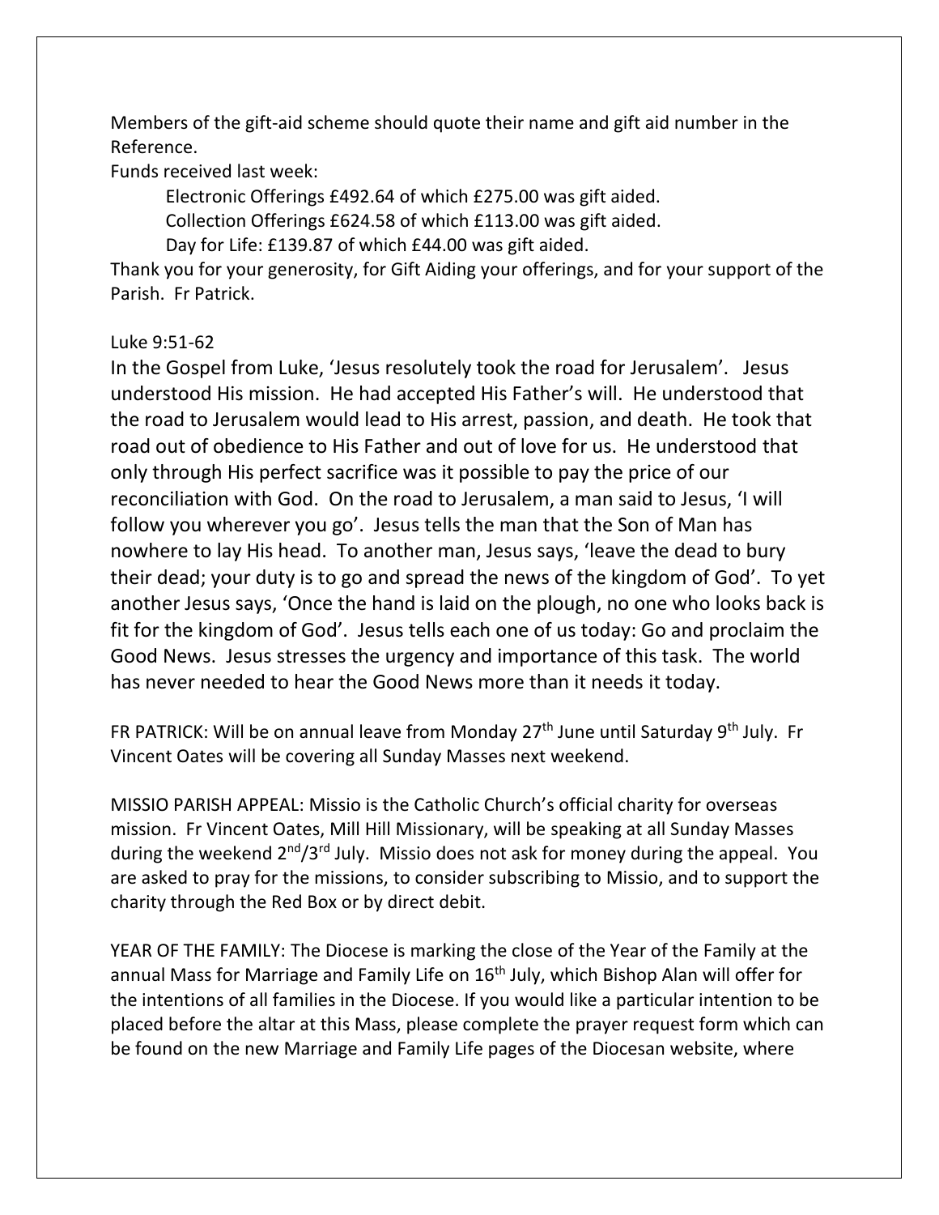Members of the gift-aid scheme should quote their name and gift aid number in the Reference.

Funds received last week:

Electronic Offerings £492.64 of which £275.00 was gift aided.

Collection Offerings £624.58 of which £113.00 was gift aided.

Day for Life: £139.87 of which £44.00 was gift aided.

Thank you for your generosity, for Gift Aiding your offerings, and for your support of the Parish. Fr Patrick.

Luke 9:51-62

In the Gospel from Luke, 'Jesus resolutely took the road for Jerusalem'. Jesus understood His mission. He had accepted His Father's will. He understood that the road to Jerusalem would lead to His arrest, passion, and death. He took that road out of obedience to His Father and out of love for us. He understood that only through His perfect sacrifice was it possible to pay the price of our reconciliation with God. On the road to Jerusalem, a man said to Jesus, 'I will follow you wherever you go'. Jesus tells the man that the Son of Man has nowhere to lay His head. To another man, Jesus says, 'leave the dead to bury their dead; your duty is to go and spread the news of the kingdom of God'. To yet another Jesus says, 'Once the hand is laid on the plough, no one who looks back is fit for the kingdom of God'. Jesus tells each one of us today: Go and proclaim the Good News. Jesus stresses the urgency and importance of this task. The world has never needed to hear the Good News more than it needs it today.

FR PATRICK: Will be on annual leave from Monday 27th June until Saturday 9th July. Fr Vincent Oates will be covering all Sunday Masses next weekend.

MISSIO PARISH APPEAL: Missio is the Catholic Church's official charity for overseas mission. Fr Vincent Oates, Mill Hill Missionary, will be speaking at all Sunday Masses during the weekend 2nd/3rd July. Missio does not ask for money during the appeal. You are asked to pray for the missions, to consider subscribing to Missio, and to support the charity through the Red Box or by direct debit.

YEAR OF THE FAMILY: The Diocese is marking the close of the Year of the Family at the annual Mass for Marriage and Family Life on 16th July, which Bishop Alan will offer for the intentions of all families in the Diocese. If you would like a particular intention to be placed before the altar at this Mass, please complete the prayer request form which can be found on the new Marriage and Family Life pages of the Diocesan website, where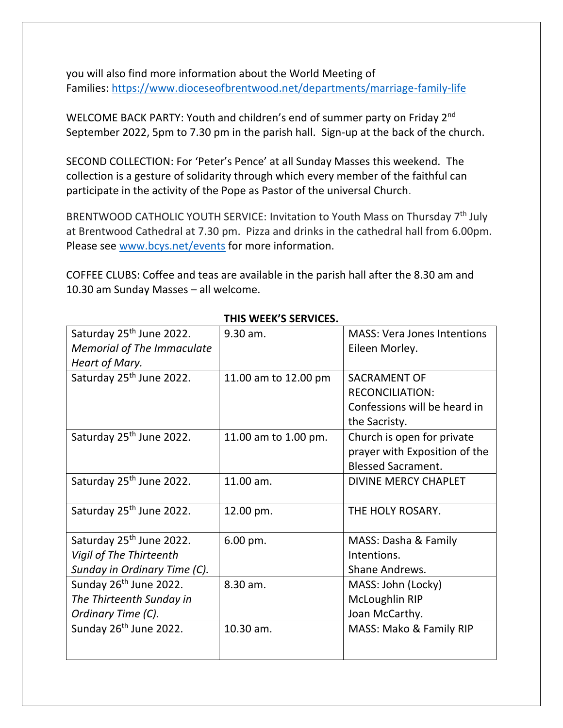you will also find more information about the World Meeting of Families: https://www.dioceseofbrentwood.net/departments/marriage-family-life

WELCOME BACK PARTY: Youth and children's end of summer party on Friday 2nd September 2022, 5pm to 7.30 pm in the parish hall. Sign-up at the back of the church.

SECOND COLLECTION: For 'Peter's Pence' at all Sunday Masses this weekend. The collection is a gesture of solidarity through which every member of the faithful can participate in the activity of the Pope as Pastor of the universal Church.

BRENTWOOD CATHOLIC YOUTH SERVICE: Invitation to Youth Mass on Thursday 7th July at Brentwood Cathedral at 7.30 pm. Pizza and drinks in the cathedral hall from 6.00pm. Please see www.bcys.net/events for more information.

COFFEE CLUBS: Coffee and teas are available in the parish hall after the 8.30 am and 10.30 am Sunday Masses – all welcome.

**THIS WEEK'S SERVICES.**

| | | |
|---|---|---|
| Saturday 25th June 2022. *Memorial of The Immaculate Heart of Mary.* | 9.30 am. | MASS: Vera Jones Intentions Eileen Morley. |
| Saturday 25th June 2022. | 11.00 am to 12.00 pm | SACRAMENT OF RECONCILIATION: Confessions will be heard in the Sacristy. |
| Saturday 25th June 2022. | 11.00 am to 1.00 pm. | Church is open for private prayer with Exposition of the Blessed Sacrament. |
| Saturday 25th June 2022. | 11.00 am. | DIVINE MERCY CHAPLET |
| Saturday 25th June 2022. | 12.00 pm. | THE HOLY ROSARY. |
| Saturday 25th June 2022. *Vigil of The Thirteenth Sunday in Ordinary Time (C).* | 6.00 pm. | MASS: Dasha & Family Intentions. Shane Andrews. |
| Sunday 26th June 2022. *The Thirteenth Sunday in Ordinary Time (C).* | 8.30 am. | MASS: John (Locky) McLoughlin RIP Joan McCarthy. |
| Sunday 26th June 2022. | 10.30 am. | MASS: Mako & Family RIP |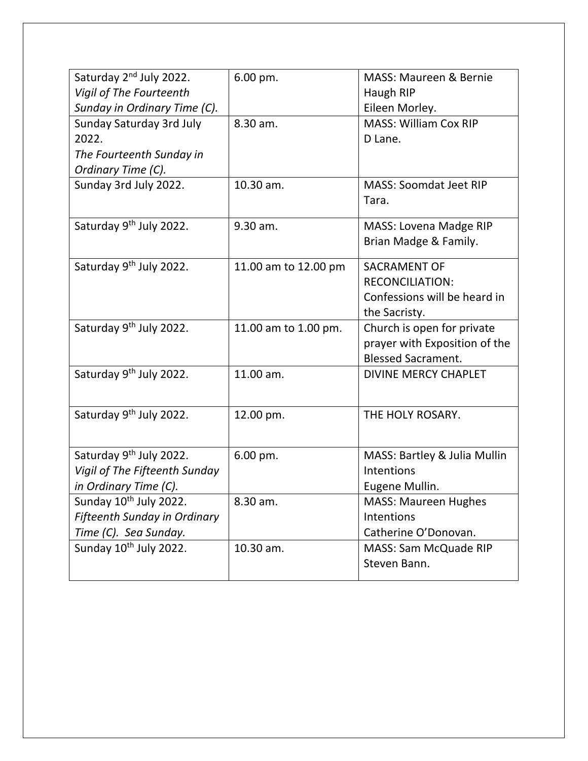| | | |
|---|---|---|
| Saturday 2nd July 2022. *Vigil of The Fourteenth Sunday in Ordinary Time (C).* | 6.00 pm. | MASS: Maureen & Bernie Haugh RIP Eileen Morley. |
| Sunday Saturday 3rd July 2022. *The Fourteenth Sunday in Ordinary Time (C).* | 8.30 am. | MASS: William Cox RIP D Lane. |
| Sunday 3rd July 2022. | 10.30 am. | MASS: Soomdat Jeet RIP Tara. |
| Saturday 9th July 2022. | 9.30 am. | MASS: Lovena Madge RIP Brian Madge & Family. |
| Saturday 9th July 2022. | 11.00 am to 12.00 pm | SACRAMENT OF RECONCILIATION: Confessions will be heard in the Sacristy. |
| Saturday 9th July 2022. | 11.00 am to 1.00 pm. | Church is open for private prayer with Exposition of the Blessed Sacrament. |
| Saturday 9th July 2022. | 11.00 am. | DIVINE MERCY CHAPLET |
| Saturday 9th July 2022. | 12.00 pm. | THE HOLY ROSARY. |
| Saturday 9th July 2022. *Vigil of The Fifteenth Sunday in Ordinary Time (C).* | 6.00 pm. | MASS: Bartley & Julia Mullin Intentions Eugene Mullin. |
| Sunday 10th July 2022. *Fifteenth Sunday in Ordinary Time (C). Sea Sunday.* | 8.30 am. | MASS: Maureen Hughes Intentions Catherine O'Donovan. |
| Sunday 10th July 2022. | 10.30 am. | MASS: Sam McQuade RIP Steven Bann. |